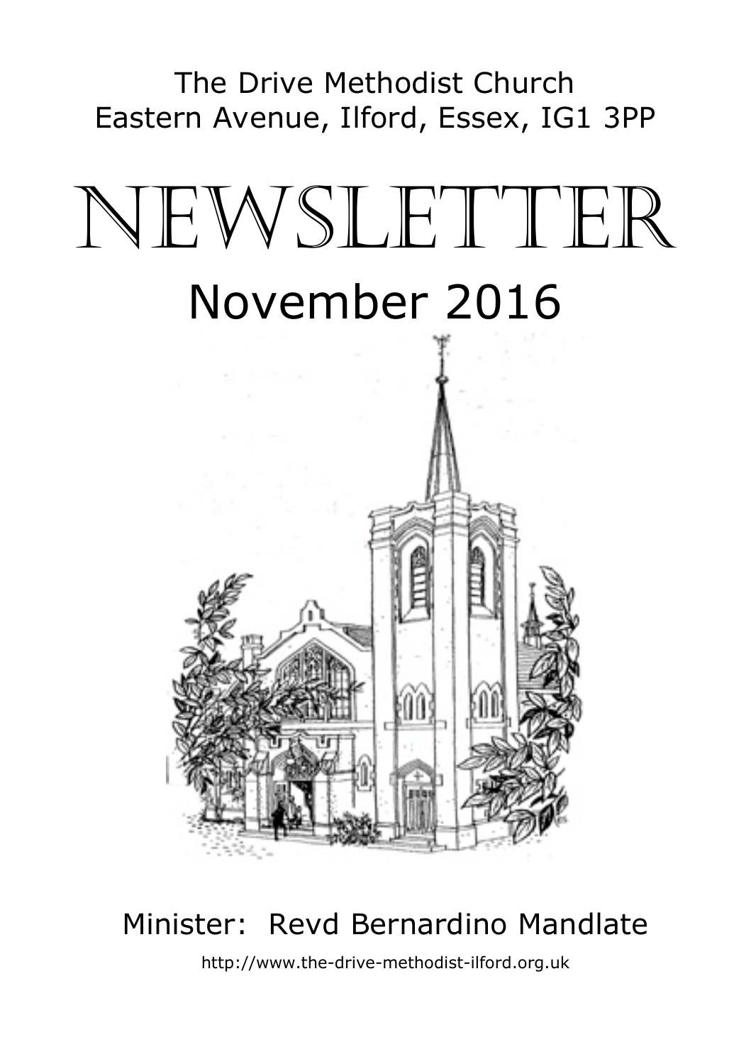The Drive Methodist Church
Eastern Avenue, Ilford, Essex, IG1 3PP

# NEWSLETTER

## November 2016

Minister: Revd Bernardino Mandlate

http://www.the-drive-methodist-ilford.org.uk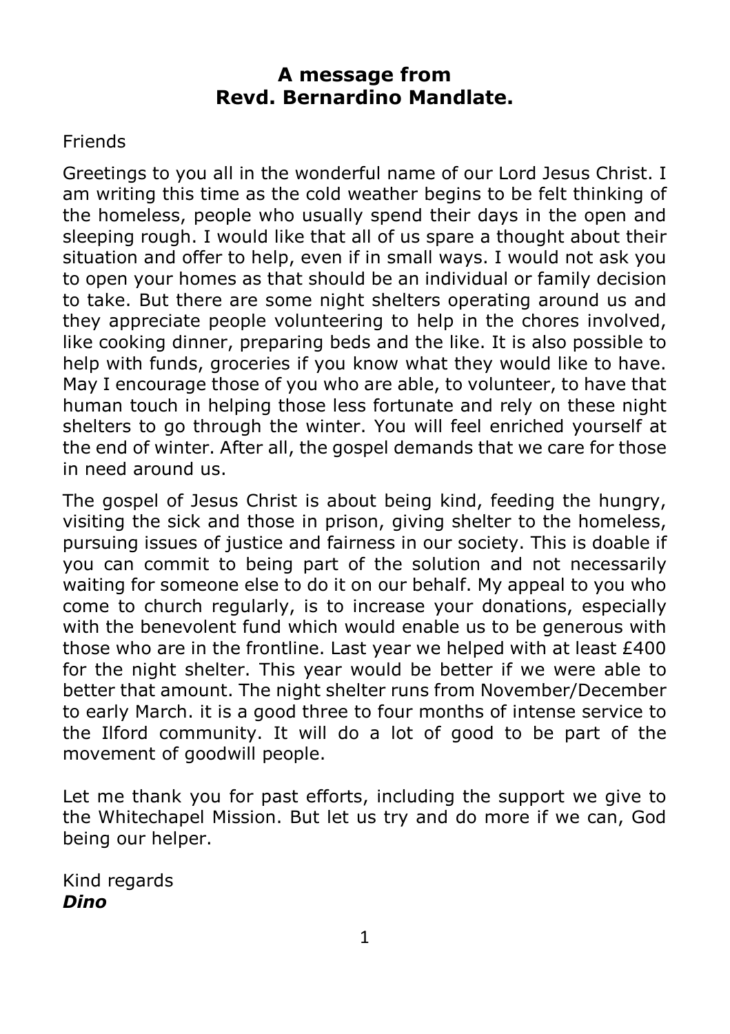## A message from Revd. Bernardino Mandlate.

Friends

Greetings to you all in the wonderful name of our Lord Jesus Christ. I am writing this time as the cold weather begins to be felt thinking of the homeless, people who usually spend their days in the open and sleeping rough. I would like that all of us spare a thought about their situation and offer to help, even if in small ways. I would not ask you to open your homes as that should be an individual or family decision to take. But there are some night shelters operating around us and they appreciate people volunteering to help in the chores involved, like cooking dinner, preparing beds and the like. It is also possible to help with funds, groceries if you know what they would like to have. May I encourage those of you who are able, to volunteer, to have that human touch in helping those less fortunate and rely on these night shelters to go through the winter. You will feel enriched yourself at the end of winter. After all, the gospel demands that we care for those in need around us.

The gospel of Jesus Christ is about being kind, feeding the hungry, visiting the sick and those in prison, giving shelter to the homeless, pursuing issues of justice and fairness in our society. This is doable if you can commit to being part of the solution and not necessarily waiting for someone else to do it on our behalf. My appeal to you who come to church regularly, is to increase your donations, especially with the benevolent fund which would enable us to be generous with those who are in the frontline. Last year we helped with at least £400 for the night shelter. This year would be better if we were able to better that amount. The night shelter runs from November/December to early March. it is a good three to four months of intense service to the Ilford community. It will do a lot of good to be part of the movement of goodwill people.

Let me thank you for past efforts, including the support we give to the Whitechapel Mission. But let us try and do more if we can, God being our helper.

Kind regards
***Dino***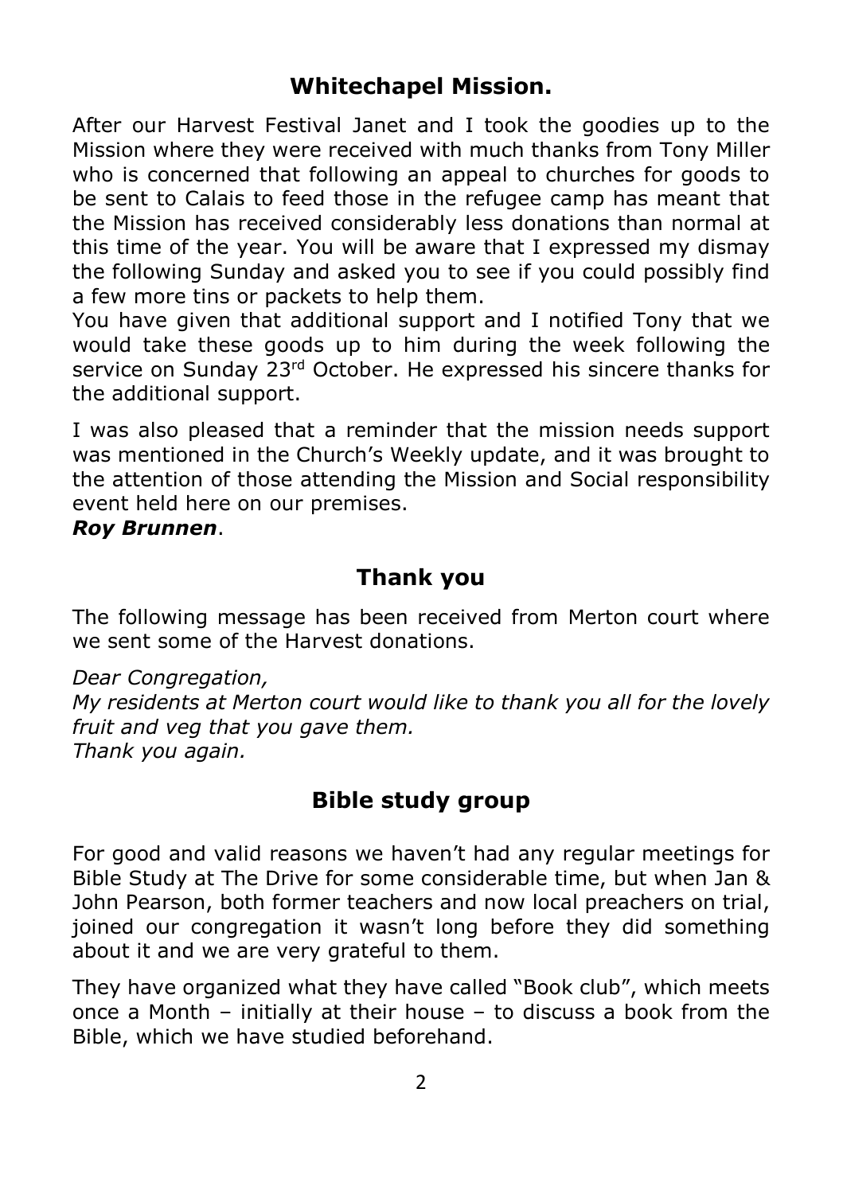## Whitechapel Mission.

After our Harvest Festival Janet and I took the goodies up to the Mission where they were received with much thanks from Tony Miller who is concerned that following an appeal to churches for goods to be sent to Calais to feed those in the refugee camp has meant that the Mission has received considerably less donations than normal at this time of the year. You will be aware that I expressed my dismay the following Sunday and asked you to see if you could possibly find a few more tins or packets to help them.

You have given that additional support and I notified Tony that we would take these goods up to him during the week following the service on Sunday 23rd October. He expressed his sincere thanks for the additional support.

I was also pleased that a reminder that the mission needs support was mentioned in the Church's Weekly update, and it was brought to the attention of those attending the Mission and Social responsibility event held here on our premises.

***Roy Brunnen***.

## Thank you

The following message has been received from Merton court where we sent some of the Harvest donations.

*Dear Congregation,*
*My residents at Merton court would like to thank you all for the lovely fruit and veg that you gave them.*
*Thank you again.*

## Bible study group

For good and valid reasons we haven't had any regular meetings for Bible Study at The Drive for some considerable time, but when Jan & John Pearson, both former teachers and now local preachers on trial, joined our congregation it wasn't long before they did something about it and we are very grateful to them.

They have organized what they have called "Book club", which meets once a Month – initially at their house – to discuss a book from the Bible, which we have studied beforehand.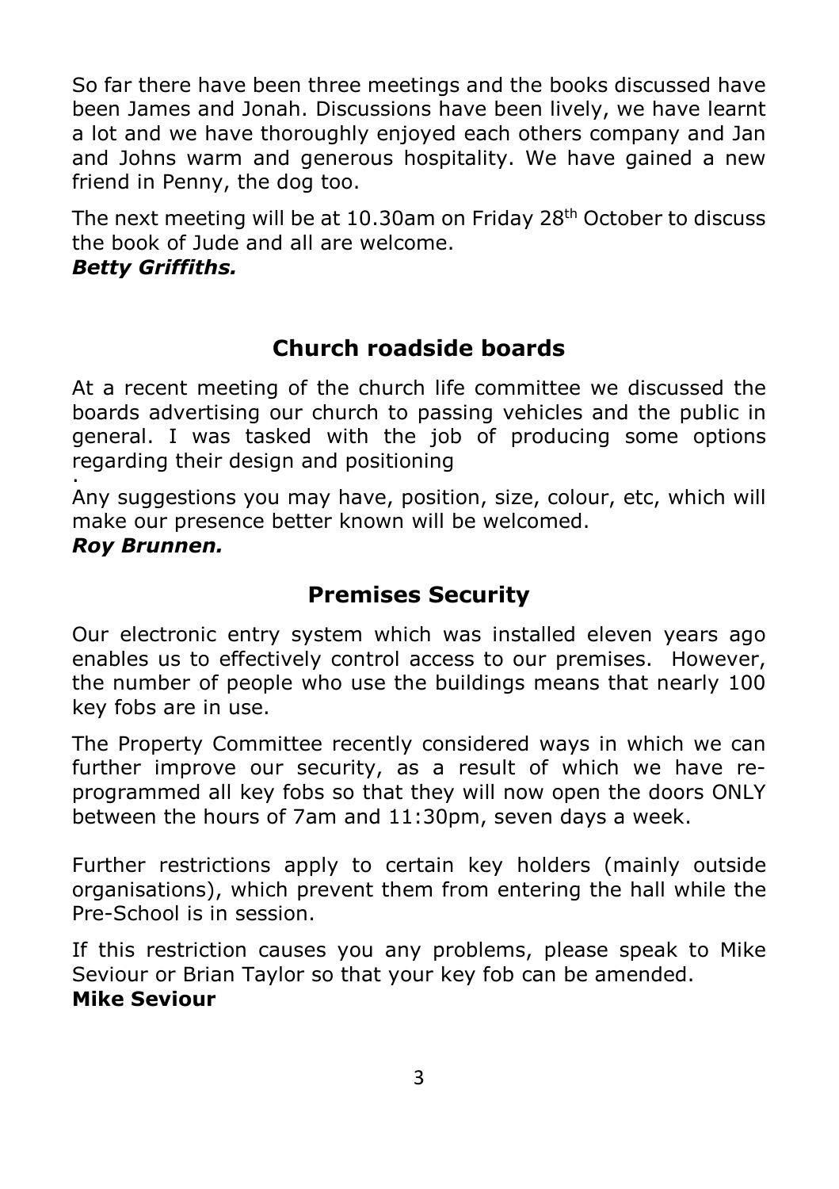So far there have been three meetings and the books discussed have been James and Jonah. Discussions have been lively, we have learnt a lot and we have thoroughly enjoyed each others company and Jan and Johns warm and generous hospitality. We have gained a new friend in Penny, the dog too.

The next meeting will be at 10.30am on Friday 28th October to discuss the book of Jude and all are welcome.

***Betty Griffiths.***

## Church roadside boards

At a recent meeting of the church life committee we discussed the boards advertising our church to passing vehicles and the public in general. I was tasked with the job of producing some options regarding their design and positioning

.

Any suggestions you may have, position, size, colour, etc, which will make our presence better known will be welcomed.

***Roy Brunnen.***

## Premises Security

Our electronic entry system which was installed eleven years ago enables us to effectively control access to our premises. However, the number of people who use the buildings means that nearly 100 key fobs are in use.

The Property Committee recently considered ways in which we can further improve our security, as a result of which we have re-programmed all key fobs so that they will now open the doors ONLY between the hours of 7am and 11:30pm, seven days a week.

Further restrictions apply to certain key holders (mainly outside organisations), which prevent them from entering the hall while the Pre-School is in session.

If this restriction causes you any problems, please speak to Mike Seviour or Brian Taylor so that your key fob can be amended.

**Mike Seviour**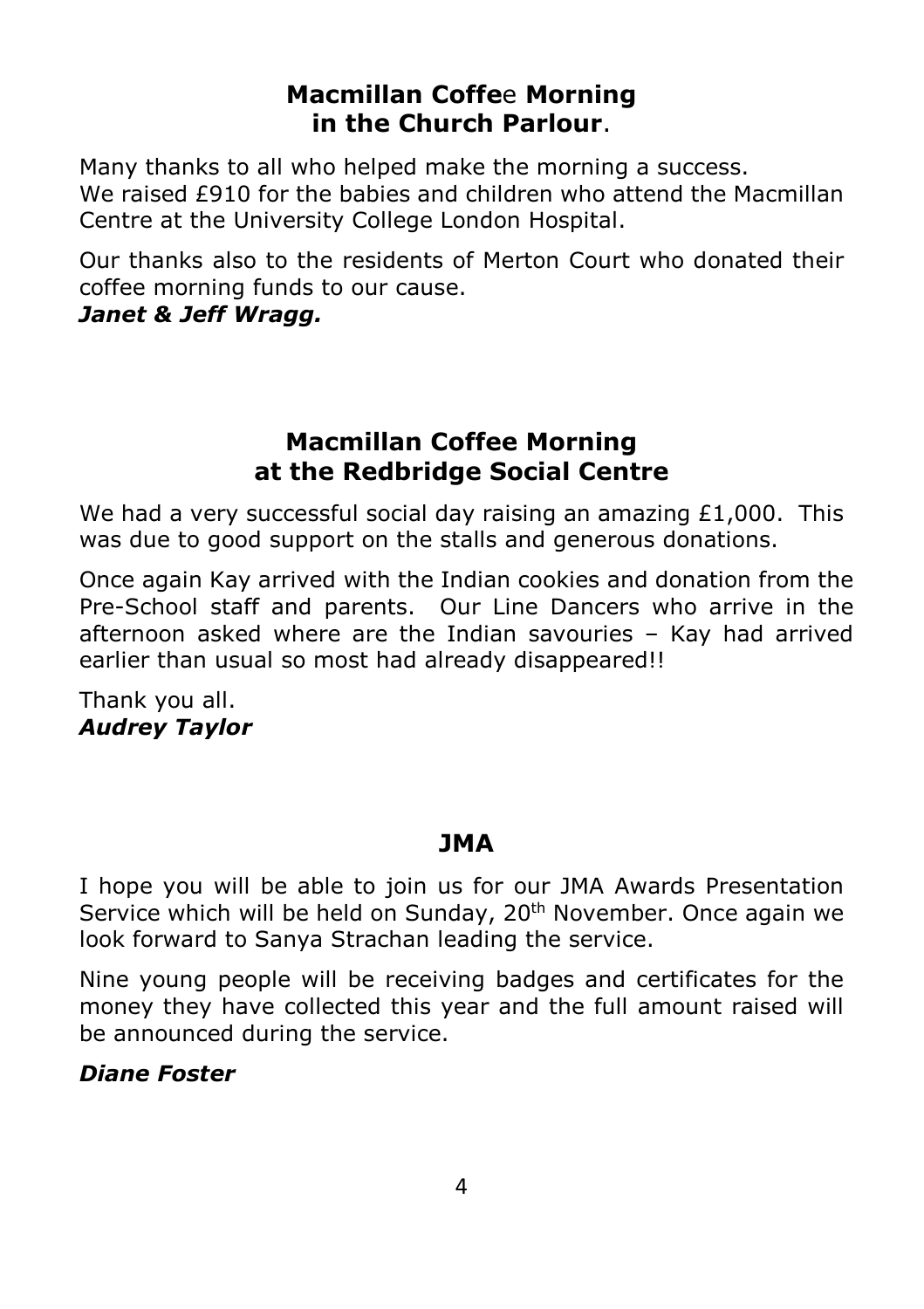## Macmillan Coffee Morning in the Church Parlour.

Many thanks to all who helped make the morning a success.
We raised £910 for the babies and children who attend the Macmillan Centre at the University College London Hospital.

Our thanks also to the residents of Merton Court who donated their coffee morning funds to our cause.

***Janet & Jeff Wragg.***

## Macmillan Coffee Morning at the Redbridge Social Centre

We had a very successful social day raising an amazing £1,000. This was due to good support on the stalls and generous donations.

Once again Kay arrived with the Indian cookies and donation from the Pre-School staff and parents. Our Line Dancers who arrive in the afternoon asked where are the Indian savouries – Kay had arrived earlier than usual so most had already disappeared!!

Thank you all.

***Audrey Taylor***

## JMA

I hope you will be able to join us for our JMA Awards Presentation Service which will be held on Sunday, 20th November. Once again we look forward to Sanya Strachan leading the service.

Nine young people will be receiving badges and certificates for the money they have collected this year and the full amount raised will be announced during the service.

***Diane Foster***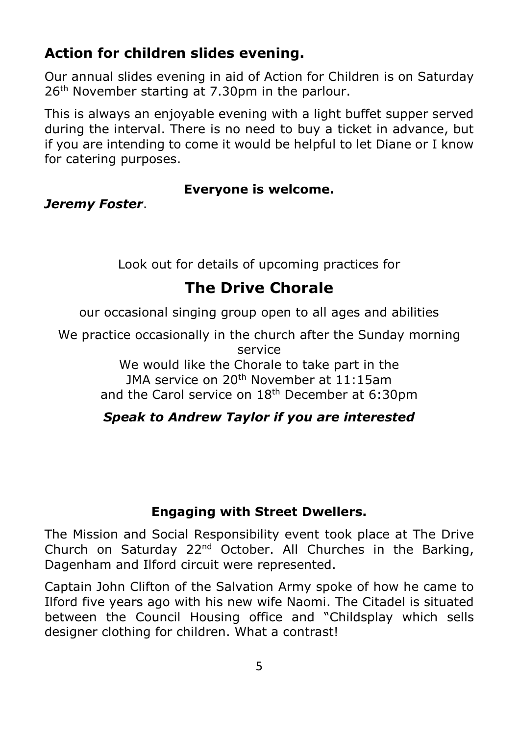## Action for children slides evening.

Our annual slides evening in aid of Action for Children is on Saturday 26th November starting at 7.30pm in the parlour.

This is always an enjoyable evening with a light buffet supper served during the interval. There is no need to buy a ticket in advance, but if you are intending to come it would be helpful to let Diane or I know for catering purposes.

**Everyone is welcome.**

***Jeremy Foster***.

Look out for details of upcoming practices for

## The Drive Chorale

our occasional singing group open to all ages and abilities

We practice occasionally in the church after the Sunday morning service

We would like the Chorale to take part in the JMA service on 20th November at 11:15am and the Carol service on 18th December at 6:30pm

***Speak to Andrew Taylor if you are interested***

### Engaging with Street Dwellers.

The Mission and Social Responsibility event took place at The Drive Church on Saturday 22nd October. All Churches in the Barking, Dagenham and Ilford circuit were represented.

Captain John Clifton of the Salvation Army spoke of how he came to Ilford five years ago with his new wife Naomi. The Citadel is situated between the Council Housing office and "Childsplay which sells designer clothing for children. What a contrast!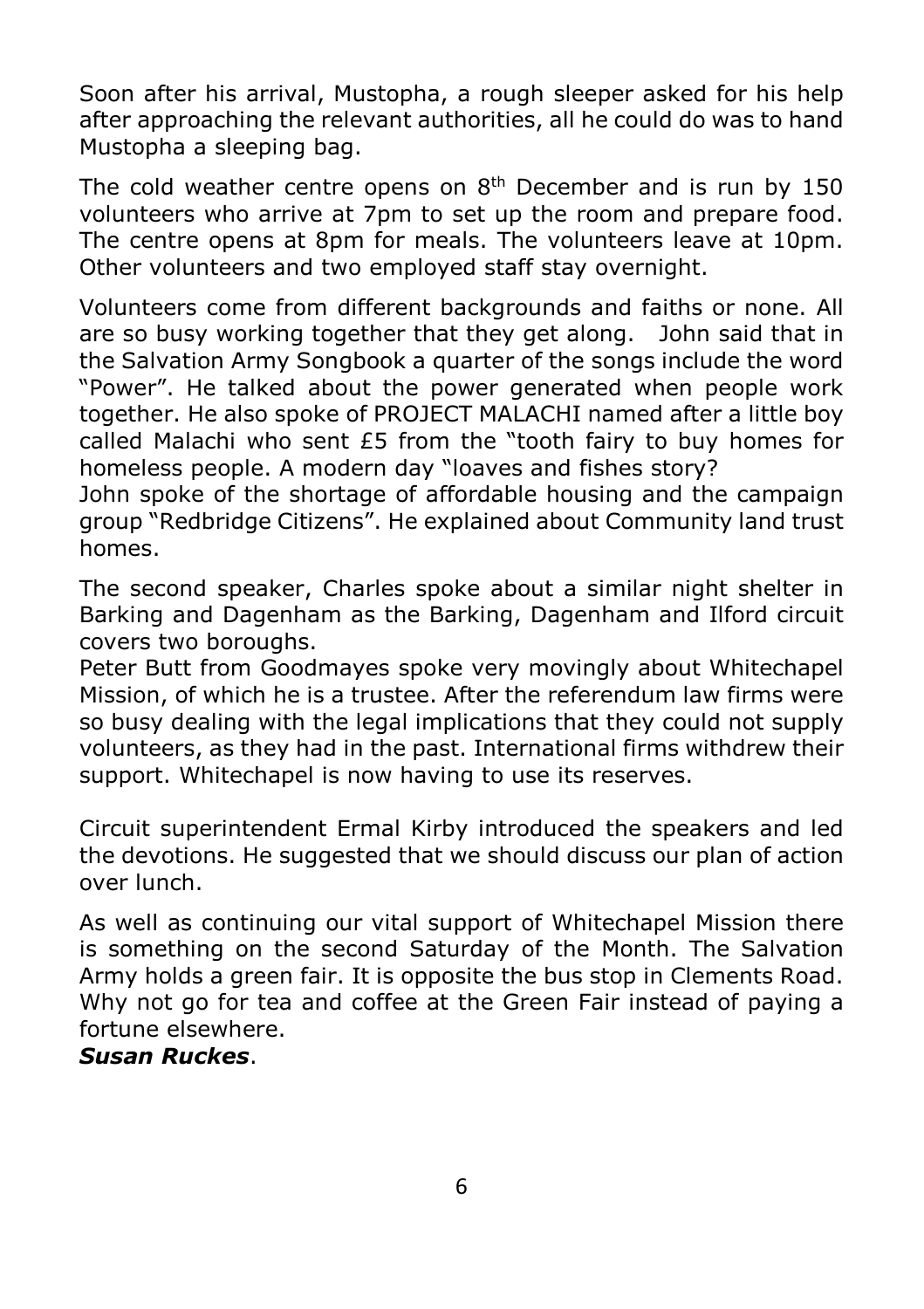Soon after his arrival, Mustopha, a rough sleeper asked for his help after approaching the relevant authorities, all he could do was to hand Mustopha a sleeping bag.

The cold weather centre opens on 8th December and is run by 150 volunteers who arrive at 7pm to set up the room and prepare food. The centre opens at 8pm for meals. The volunteers leave at 10pm. Other volunteers and two employed staff stay overnight.

Volunteers come from different backgrounds and faiths or none. All are so busy working together that they get along. John said that in the Salvation Army Songbook a quarter of the songs include the word "Power". He talked about the power generated when people work together. He also spoke of PROJECT MALACHI named after a little boy called Malachi who sent £5 from the "tooth fairy to buy homes for homeless people. A modern day "loaves and fishes story?
John spoke of the shortage of affordable housing and the campaign group "Redbridge Citizens". He explained about Community land trust homes.

The second speaker, Charles spoke about a similar night shelter in Barking and Dagenham as the Barking, Dagenham and Ilford circuit covers two boroughs.
Peter Butt from Goodmayes spoke very movingly about Whitechapel Mission, of which he is a trustee. After the referendum law firms were so busy dealing with the legal implications that they could not supply volunteers, as they had in the past. International firms withdrew their support. Whitechapel is now having to use its reserves.

Circuit superintendent Ermal Kirby introduced the speakers and led the devotions. He suggested that we should discuss our plan of action over lunch.

As well as continuing our vital support of Whitechapel Mission there is something on the second Saturday of the Month. The Salvation Army holds a green fair. It is opposite the bus stop in Clements Road. Why not go for tea and coffee at the Green Fair instead of paying a fortune elsewhere.
***Susan Ruckes***.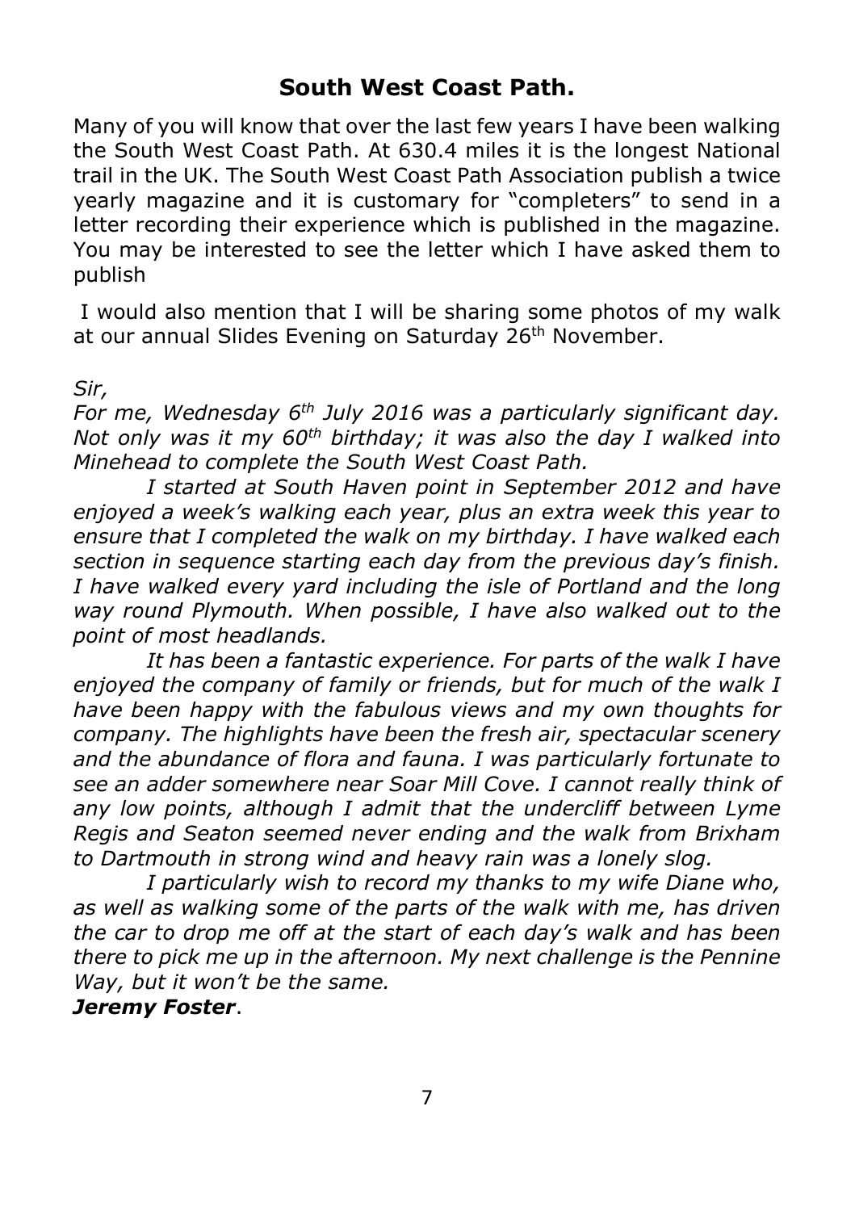## South West Coast Path.

Many of you will know that over the last few years I have been walking the South West Coast Path. At 630.4 miles it is the longest National trail in the UK. The South West Coast Path Association publish a twice yearly magazine and it is customary for "completers" to send in a letter recording their experience which is published in the magazine. You may be interested to see the letter which I have asked them to publish

I would also mention that I will be sharing some photos of my walk at our annual Slides Evening on Saturday 26th November.

*Sir,*

*For me, Wednesday 6th July 2016 was a particularly significant day. Not only was it my 60th birthday; it was also the day I walked into Minehead to complete the South West Coast Path.*

*I started at South Haven point in September 2012 and have enjoyed a week's walking each year, plus an extra week this year to ensure that I completed the walk on my birthday. I have walked each section in sequence starting each day from the previous day's finish. I have walked every yard including the isle of Portland and the long way round Plymouth. When possible, I have also walked out to the point of most headlands.*

*It has been a fantastic experience. For parts of the walk I have enjoyed the company of family or friends, but for much of the walk I have been happy with the fabulous views and my own thoughts for company. The highlights have been the fresh air, spectacular scenery and the abundance of flora and fauna. I was particularly fortunate to see an adder somewhere near Soar Mill Cove. I cannot really think of any low points, although I admit that the undercliff between Lyme Regis and Seaton seemed never ending and the walk from Brixham to Dartmouth in strong wind and heavy rain was a lonely slog.*

*I particularly wish to record my thanks to my wife Diane who, as well as walking some of the parts of the walk with me, has driven the car to drop me off at the start of each day's walk and has been there to pick me up in the afternoon. My next challenge is the Pennine Way, but it won't be the same.*

***Jeremy Foster***.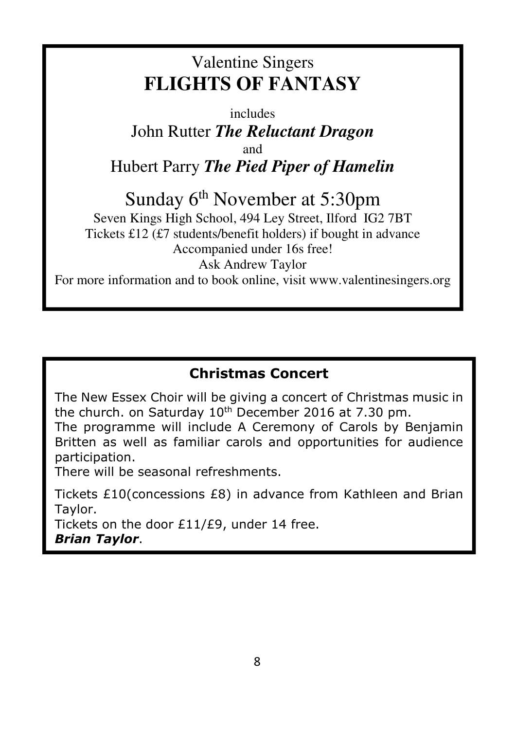Valentine Singers

# FLIGHTS OF FANTASY

includes

John Rutter ***The Reluctant Dragon***

and

Hubert Parry ***The Pied Piper of Hamelin***

## Sunday 6th November at 5:30pm

Seven Kings High School, 494 Ley Street, Ilford IG2 7BT

Tickets £12 (£7 students/benefit holders) if bought in advance

Accompanied under 16s free!

Ask Andrew Taylor

For more information and to book online, visit www.valentinesingers.org

## Christmas Concert

The New Essex Choir will be giving a concert of Christmas music in the church. on Saturday 10th December 2016 at 7.30 pm.

The programme will include A Ceremony of Carols by Benjamin Britten as well as familiar carols and opportunities for audience participation.

There will be seasonal refreshments.

Tickets £10(concessions £8) in advance from Kathleen and Brian Taylor.

Tickets on the door £11/£9, under 14 free.

***Brian Taylor***.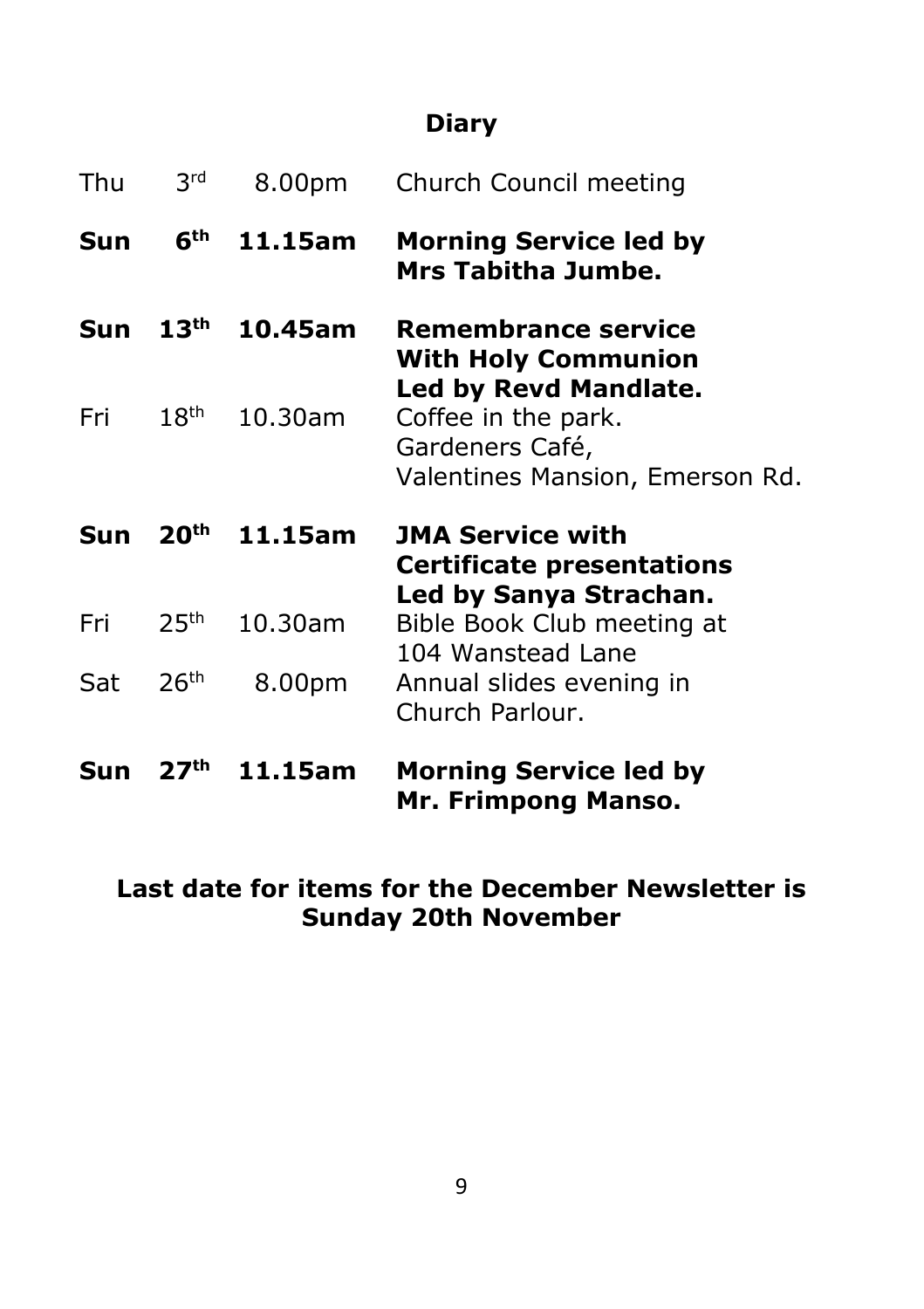## Diary

| | | | |
|---|---|---|---|
| Thu | 3rd | 8.00pm | Church Council meeting |
| **Sun** | **6th** | **11.15am** | **Morning Service led by Mrs Tabitha Jumbe.** |
| **Sun** | **13th** | **10.45am** | **Remembrance service With Holy Communion Led by Revd Mandlate.** |
| Fri | 18th | 10.30am | Coffee in the park. Gardeners Café, Valentines Mansion, Emerson Rd. |
| **Sun** | **20th** | **11.15am** | **JMA Service with Certificate presentations Led by Sanya Strachan.** |
| Fri | 25th | 10.30am | Bible Book Club meeting at 104 Wanstead Lane |
| Sat | 26th | 8.00pm | Annual slides evening in Church Parlour. |
| **Sun** | **27th** | **11.15am** | **Morning Service led by Mr. Frimpong Manso.** |

**Last date for items for the December Newsletter is Sunday 20th November**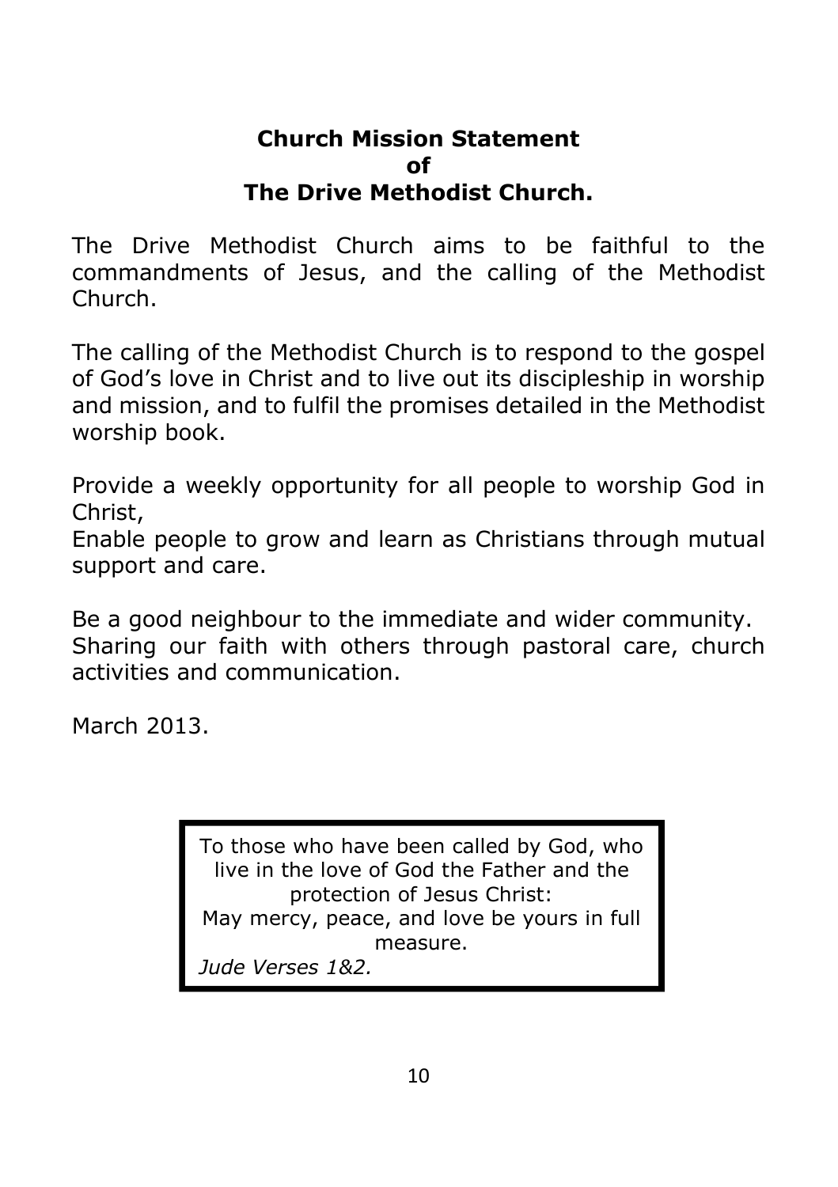# Church Mission Statement of The Drive Methodist Church.

The Drive Methodist Church aims to be faithful to the commandments of Jesus, and the calling of the Methodist Church.

The calling of the Methodist Church is to respond to the gospel of God's love in Christ and to live out its discipleship in worship and mission, and to fulfil the promises detailed in the Methodist worship book.

Provide a weekly opportunity for all people to worship God in Christ,
Enable people to grow and learn as Christians through mutual support and care.

Be a good neighbour to the immediate and wider community.
Sharing our faith with others through pastoral care, church activities and communication.

March 2013.

> To those who have been called by God, who live in the love of God the Father and the protection of Jesus Christ:
> May mercy, peace, and love be yours in full measure.
> *Jude Verses 1&2.*